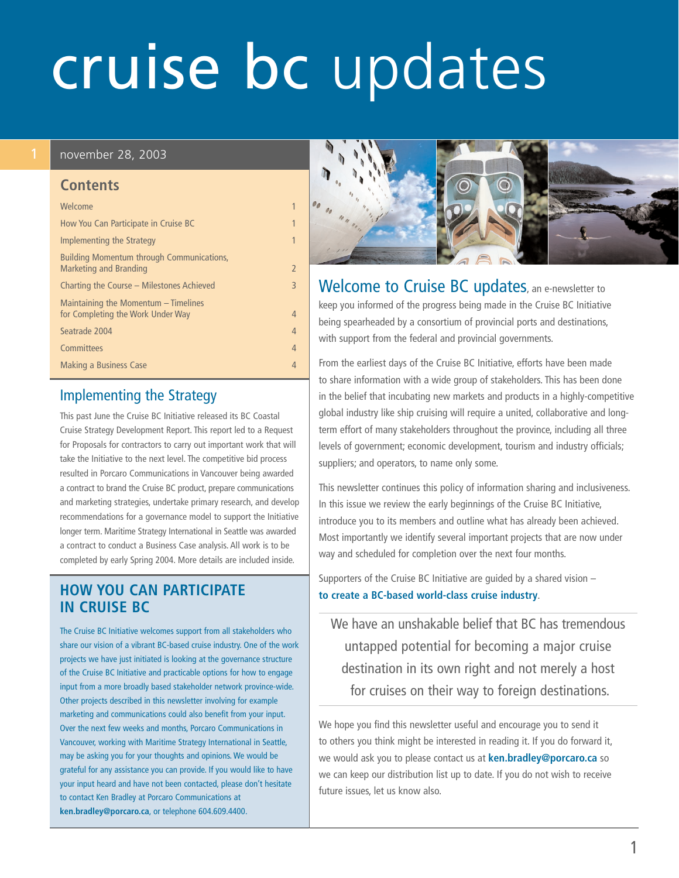# cruise bc updates

november 28, 2003

## Contents

| | |
|---|---|
| Welcome | 1 |
| How You Can Participate in Cruise BC | 1 |
| Implementing the Strategy | 1 |
| Building Momentum through Communications, Marketing and Branding | 2 |
| Charting the Course – Milestones Achieved | 3 |
| Maintaining the Momentum – Timelines for Completing the Work Under Way | 4 |
| Seatrade 2004 | 4 |
| Committees | 4 |
| Making a Business Case | 4 |

## Welcome to Cruise BC updates

**Welcome to Cruise BC updates**, an e-newsletter to keep you informed of the progress being made in the Cruise BC Initiative being spearheaded by a consortium of provincial ports and destinations, with support from the federal and provincial governments.

From the earliest days of the Cruise BC Initiative, efforts have been made to share information with a wide group of stakeholders. This has been done in the belief that incubating new markets and products in a highly-competitive global industry like ship cruising will require a united, collaborative and long-term effort of many stakeholders throughout the province, including all three levels of government; economic development, tourism and industry officials; suppliers; and operators, to name only some.

This newsletter continues this policy of information sharing and inclusiveness. In this issue we review the early beginnings of the Cruise BC Initiative, introduce you to its members and outline what has already been achieved. Most importantly we identify several important projects that are now under way and scheduled for completion over the next four months.

Supporters of the Cruise BC Initiative are guided by a shared vision – **to create a BC-based world-class cruise industry**.

> We have an unshakable belief that BC has tremendous untapped potential for becoming a major cruise destination in its own right and not merely a host for cruises on their way to foreign destinations.

We hope you find this newsletter useful and encourage you to send it to others you think might be interested in reading it. If you do forward it, we would ask you to please contact us at **ken.bradley@porcaro.ca** so we can keep our distribution list up to date. If you do not wish to receive future issues, let us know also.

## Implementing the Strategy

This past June the Cruise BC Initiative released its BC Coastal Cruise Strategy Development Report. This report led to a Request for Proposals for contractors to carry out important work that will take the Initiative to the next level. The competitive bid process resulted in Porcaro Communications in Vancouver being awarded a contract to brand the Cruise BC product, prepare communications and marketing strategies, undertake primary research, and develop recommendations for a governance model to support the Initiative longer term. Maritime Strategy International in Seattle was awarded a contract to conduct a Business Case analysis. All work is to be completed by early Spring 2004. More details are included inside.

## HOW YOU CAN PARTICIPATE IN CRUISE BC

The Cruise BC Initiative welcomes support from all stakeholders who share our vision of a vibrant BC-based cruise industry. One of the work projects we have just initiated is looking at the governance structure of the Cruise BC Initiative and practicable options for how to engage input from a more broadly based stakeholder network province-wide. Other projects described in this newsletter involving for example marketing and communications could also benefit from your input. Over the next few weeks and months, Porcaro Communications in Vancouver, working with Maritime Strategy International in Seattle, may be asking you for your thoughts and opinions. We would be grateful for any assistance you can provide. If you would like to have your input heard and have not been contacted, please don't hesitate to contact Ken Bradley at Porcaro Communications at **ken.bradley@porcaro.ca**, or telephone 604.609.4400.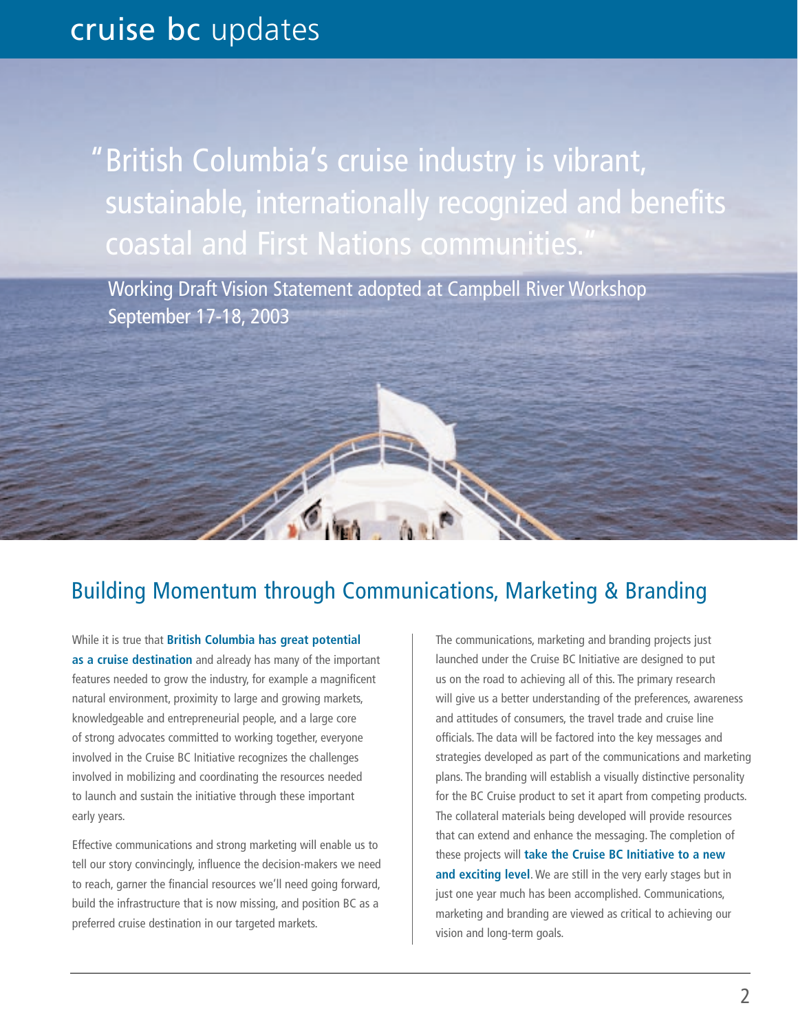# cruise bc updates

> "British Columbia's cruise industry is vibrant, sustainable, internationally recognized and benefits coastal and First Nations communities."

Working Draft Vision Statement adopted at Campbell River Workshop September 17-18, 2003

## Building Momentum through Communications, Marketing & Branding

While it is true that **British Columbia has great potential as a cruise destination** and already has many of the important features needed to grow the industry, for example a magnificent natural environment, proximity to large and growing markets, knowledgeable and entrepreneurial people, and a large core of strong advocates committed to working together, everyone involved in the Cruise BC Initiative recognizes the challenges involved in mobilizing and coordinating the resources needed to launch and sustain the initiative through these important early years.

Effective communications and strong marketing will enable us to tell our story convincingly, influence the decision-makers we need to reach, garner the financial resources we'll need going forward, build the infrastructure that is now missing, and position BC as a preferred cruise destination in our targeted markets.

The communications, marketing and branding projects just launched under the Cruise BC Initiative are designed to put us on the road to achieving all of this. The primary research will give us a better understanding of the preferences, awareness and attitudes of consumers, the travel trade and cruise line officials. The data will be factored into the key messages and strategies developed as part of the communications and marketing plans. The branding will establish a visually distinctive personality for the BC Cruise product to set it apart from competing products. The collateral materials being developed will provide resources that can extend and enhance the messaging. The completion of these projects will **take the Cruise BC Initiative to a new and exciting level**. We are still in the very early stages but in just one year much has been accomplished. Communications, marketing and branding are viewed as critical to achieving our vision and long-term goals.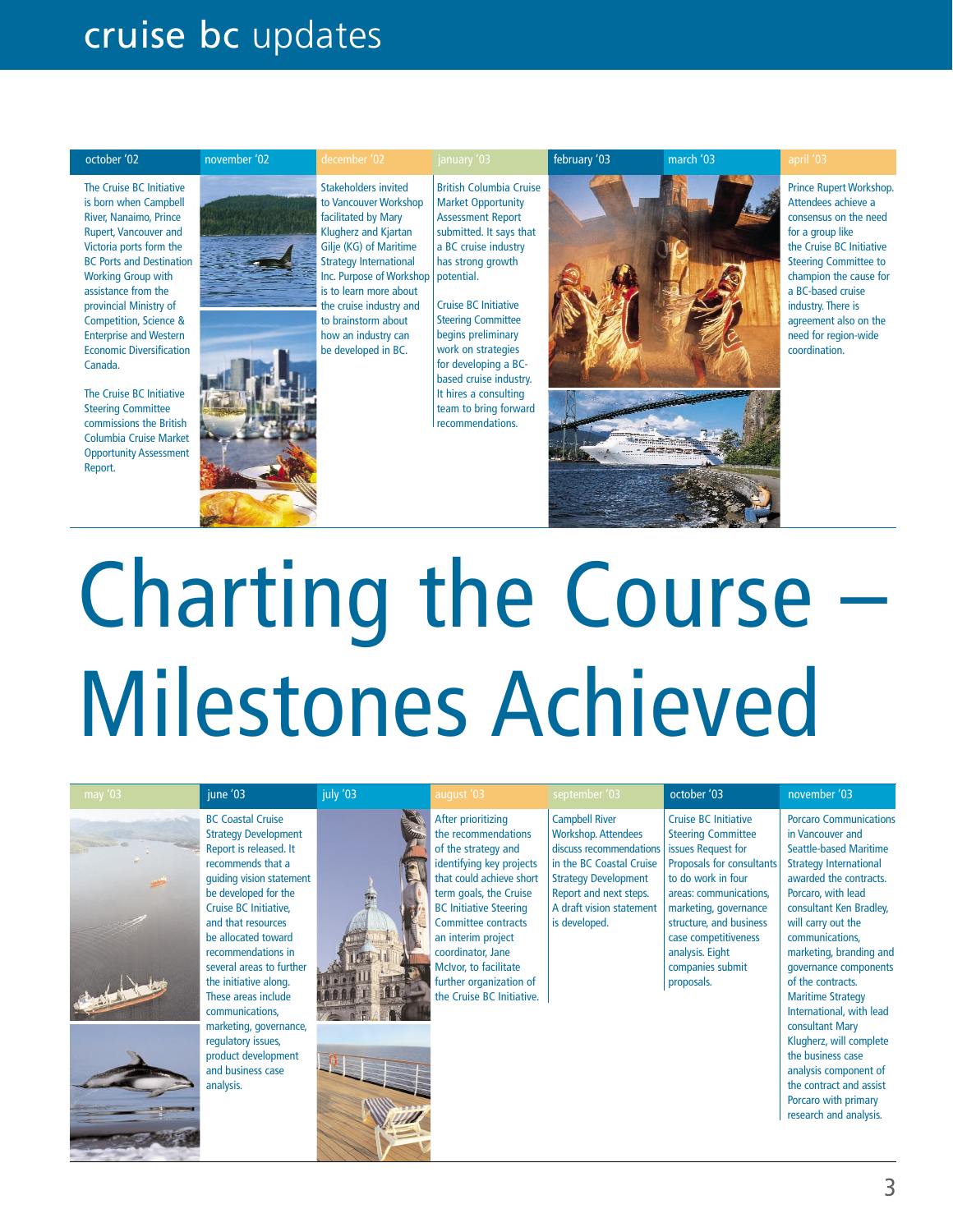# cruise bc updates

## Charting the Course – Milestones Achieved

**october '02**

The Cruise BC Initiative is born when Campbell River, Nanaimo, Prince Rupert, Vancouver and Victoria ports form the BC Ports and Destination Working Group with assistance from the provincial Ministry of Competition, Science & Enterprise and Western Economic Diversification Canada.

The Cruise BC Initiative Steering Committee commissions the British Columbia Cruise Market Opportunity Assessment Report.

**november '02**

**december '02**

Stakeholders invited to Vancouver Workshop facilitated by Mary Klugherz and Kjartan Gilje (KG) of Maritime Strategy International Inc. Purpose of Workshop is to learn more about the cruise industry and to brainstorm about how an industry can be developed in BC.

**january '03**

British Columbia Cruise Market Opportunity Assessment Report submitted. It says that a BC cruise industry has strong growth potential.

Cruise BC Initiative Steering Committee begins preliminary work on strategies for developing a BC-based cruise industry. It hires a consulting team to bring forward recommendations.

**february '03**

**march '03**

**april '03**

Prince Rupert Workshop. Attendees achieve a consensus on the need for a group like the Cruise BC Initiative Steering Committee to champion the cause for a BC-based cruise industry. There is agreement also on the need for region-wide coordination.

**may '03**

**june '03**

BC Coastal Cruise Strategy Development Report is released. It recommends that a guiding vision statement be developed for the Cruise BC Initiative, and that resources be allocated toward recommendations in several areas to further the initiative along. These areas include communications, marketing, governance, regulatory issues, product development and business case analysis.

**july '03**

**august '03**

After prioritizing the recommendations of the strategy and identifying key projects that could achieve short term goals, the Cruise BC Initiative Steering Committee contracts an interim project coordinator, Jane McIvor, to facilitate further organization of the Cruise BC Initiative.

**september '03**

Campbell River Workshop. Attendees discuss recommendations in the BC Coastal Cruise Strategy Development Report and next steps. A draft vision statement is developed.

**october '03**

Cruise BC Initiative Steering Committee issues Request for Proposals for consultants to do work in four areas: communications, marketing, governance structure, and business case competitiveness analysis. Eight companies submit proposals.

**november '03**

Porcaro Communications in Vancouver and Seattle-based Maritime Strategy International awarded the contracts. Porcaro, with lead consultant Ken Bradley, will carry out the communications, marketing, branding and governance components of the contracts. Maritime Strategy International, with lead consultant Mary Klugherz, will complete the business case analysis component of the contract and assist Porcaro with primary research and analysis.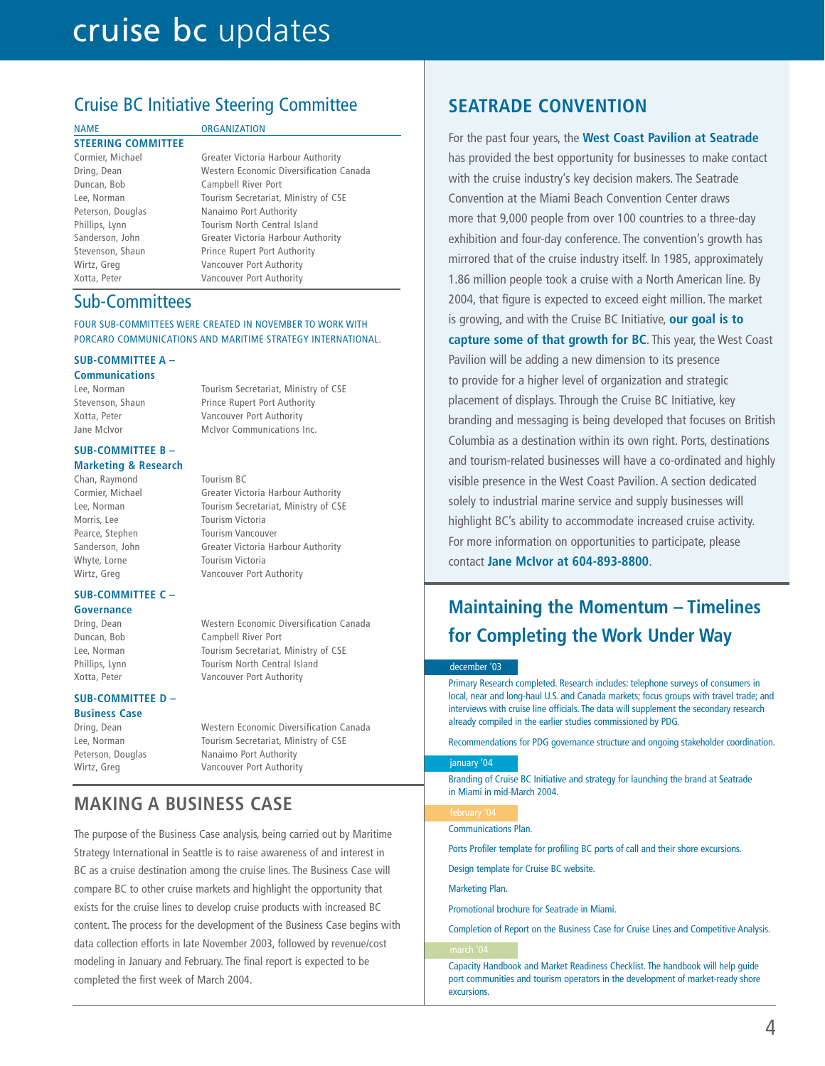# cruise bc updates

## Cruise BC Initiative Steering Committee

| NAME | ORGANIZATION |
|---|---|
| **STEERING COMMITTEE** | |
| Cormier, Michael | Greater Victoria Harbour Authority |
| Dring, Dean | Western Economic Diversification Canada |
| Duncan, Bob | Campbell River Port |
| Lee, Norman | Tourism Secretariat, Ministry of CSE |
| Peterson, Douglas | Nanaimo Port Authority |
| Phillips, Lynn | Tourism North Central Island |
| Sanderson, John | Greater Victoria Harbour Authority |
| Stevenson, Shaun | Prince Rupert Port Authority |
| Wirtz, Greg | Vancouver Port Authority |
| Xotta, Peter | Vancouver Port Authority |

## Sub-Committees

FOUR SUB-COMMITTEES WERE CREATED IN NOVEMBER TO WORK WITH PORCARO COMMUNICATIONS AND MARITIME STRATEGY INTERNATIONAL.

**SUB-COMMITTEE A – Communications**

| | |
|---|---|
| Lee, Norman | Tourism Secretariat, Ministry of CSE |
| Stevenson, Shaun | Prince Rupert Port Authority |
| Xotta, Peter | Vancouver Port Authority |
| Jane McIvor | McIvor Communications Inc. |

**SUB-COMMITTEE B – Marketing & Research**

| | |
|---|---|
| Chan, Raymond | Tourism BC |
| Cormier, Michael | Greater Victoria Harbour Authority |
| Lee, Norman | Tourism Secretariat, Ministry of CSE |
| Morris, Lee | Tourism Victoria |
| Pearce, Stephen | Tourism Vancouver |
| Sanderson, John | Greater Victoria Harbour Authority |
| Whyte, Lorne | Tourism Victoria |
| Wirtz, Greg | Vancouver Port Authority |

**SUB-COMMITTEE C – Governance**

| | |
|---|---|
| Dring, Dean | Western Economic Diversification Canada |
| Duncan, Bob | Campbell River Port |
| Lee, Norman | Tourism Secretariat, Ministry of CSE |
| Phillips, Lynn | Tourism North Central Island |
| Xotta, Peter | Vancouver Port Authority |

**SUB-COMMITTEE D – Business Case**

| | |
|---|---|
| Dring, Dean | Western Economic Diversification Canada |
| Lee, Norman | Tourism Secretariat, Ministry of CSE |
| Peterson, Douglas | Nanaimo Port Authority |
| Wirtz, Greg | Vancouver Port Authority |

## MAKING A BUSINESS CASE

The purpose of the Business Case analysis, being carried out by Maritime Strategy International in Seattle is to raise awareness of and interest in BC as a cruise destination among the cruise lines. The Business Case will compare BC to other cruise markets and highlight the opportunity that exists for the cruise lines to develop cruise products with increased BC content. The process for the development of the Business Case begins with data collection efforts in late November 2003, followed by revenue/cost modeling in January and February. The final report is expected to be completed the first week of March 2004.

## SEATRADE CONVENTION

For the past four years, the **West Coast Pavilion at Seatrade** has provided the best opportunity for businesses to make contact with the cruise industry's key decision makers. The Seatrade Convention at the Miami Beach Convention Center draws more that 9,000 people from over 100 countries to a three-day exhibition and four-day conference. The convention's growth has mirrored that of the cruise industry itself. In 1985, approximately 1.86 million people took a cruise with a North American line. By 2004, that figure is expected to exceed eight million. The market is growing, and with the Cruise BC Initiative, **our goal is to capture some of that growth for BC**. This year, the West Coast Pavilion will be adding a new dimension to its presence to provide for a higher level of organization and strategic placement of displays. Through the Cruise BC Initiative, key branding and messaging is being developed that focuses on British Columbia as a destination within its own right. Ports, destinations and tourism-related businesses will have a co-ordinated and highly visible presence in the West Coast Pavilion. A section dedicated solely to industrial marine service and supply businesses will highlight BC's ability to accommodate increased cruise activity. For more information on opportunities to participate, please contact **Jane McIvor at 604-893-8800**.

## Maintaining the Momentum – Timelines for Completing the Work Under Way

**december '03**

Primary Research completed. Research includes: telephone surveys of consumers in local, near and long-haul U.S. and Canada markets; focus groups with travel trade; and interviews with cruise line officials. The data will supplement the secondary research already compiled in the earlier studies commissioned by PDG.

Recommendations for PDG governance structure and ongoing stakeholder coordination.

**january '04**

Branding of Cruise BC Initiative and strategy for launching the brand at Seatrade in Miami in mid-March 2004.

**february '04**

Communications Plan.

Ports Profiler template for profiling BC ports of call and their shore excursions.

Design template for Cruise BC website.

Marketing Plan.

Promotional brochure for Seatrade in Miami.

Completion of Report on the Business Case for Cruise Lines and Competitive Analysis.

**march '04**

Capacity Handbook and Market Readiness Checklist. The handbook will help guide port communities and tourism operators in the development of market-ready shore excursions.